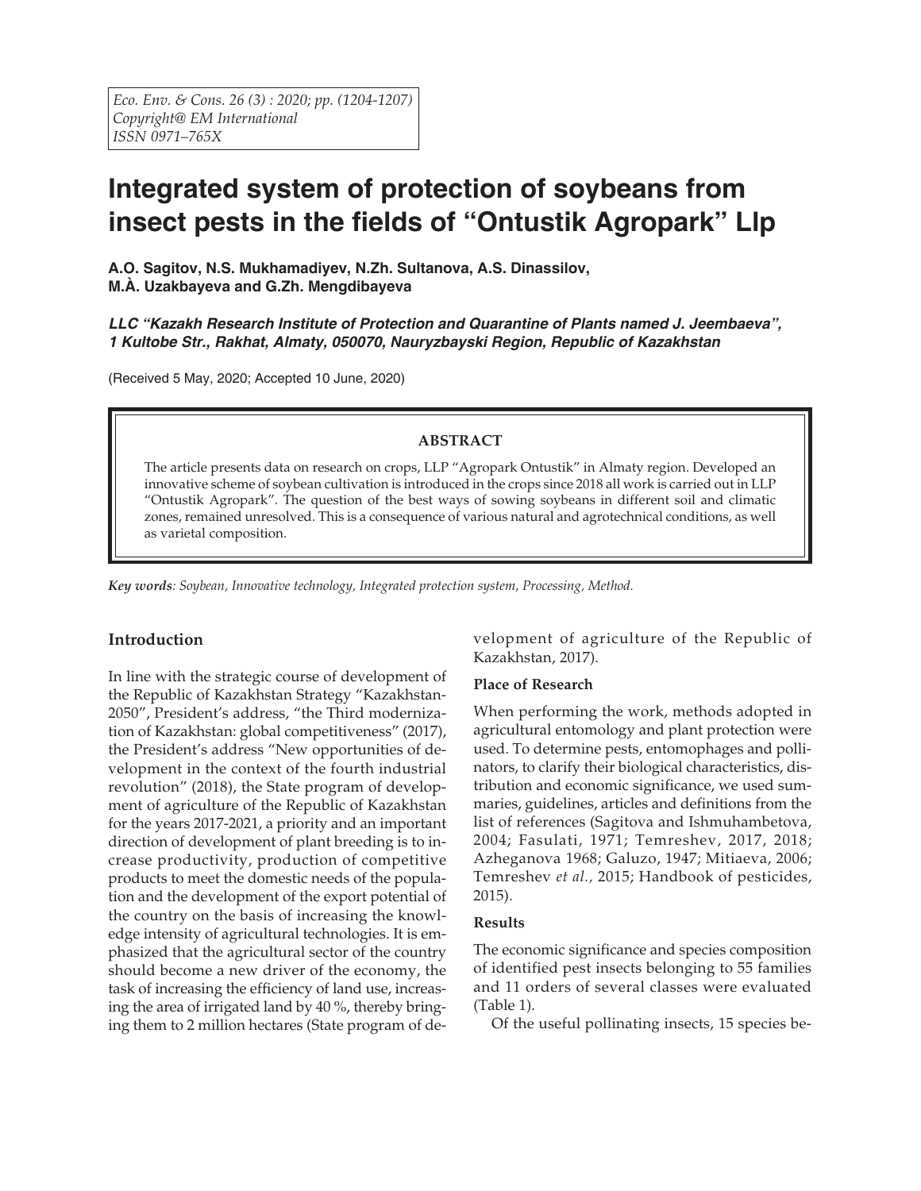*Eco. Env. & Cons. 26 (3) : 2020; pp. (1204-1207)*
*Copyright@ EM International*
*ISSN 0971–765X*

# Integrated system of protection of soybeans from insect pests in the fields of "Ontustik Agropark" Llp

**A.O. Sagitov, N.S. Mukhamadiyev, N.Zh. Sultanova, A.S. Dinassilov, M.À. Uzakbayeva and G.Zh. Mengdibayeva**

***LLC "Kazakh Research Institute of Protection and Quarantine of Plants named J. Jeembaeva", 1 Kultobe Str., Rakhat, Almaty, 050070, Nauryzbayski Region, Republic of Kazakhstan***

(Received 5 May, 2020; Accepted 10 June, 2020)

## ABSTRACT

The article presents data on research on crops, LLP "Agropark Ontustik" in Almaty region. Developed an innovative scheme of soybean cultivation is introduced in the crops since 2018 all work is carried out in LLP "Ontustik Agropark". The question of the best ways of sowing soybeans in different soil and climatic zones, remained unresolved. This is a consequence of various natural and agrotechnical conditions, as well as varietal composition.

***Key words**: Soybean, Innovative technology, Integrated protection system, Processing, Method.*

## Introduction

In line with the strategic course of development of the Republic of Kazakhstan Strategy "Kazakhstan-2050", President's address, "the Third modernization of Kazakhstan: global competitiveness" (2017), the President's address "New opportunities of development in the context of the fourth industrial revolution" (2018), the State program of development of agriculture of the Republic of Kazakhstan for the years 2017-2021, a priority and an important direction of development of plant breeding is to increase productivity, production of competitive products to meet the domestic needs of the population and the development of the export potential of the country on the basis of increasing the knowledge intensity of agricultural technologies. It is emphasized that the agricultural sector of the country should become a new driver of the economy, the task of increasing the efficiency of land use, increasing the area of irrigated land by 40 %, thereby bringing them to 2 million hectares (State program of development of agriculture of the Republic of Kazakhstan, 2017).

### Place of Research

When performing the work, methods adopted in agricultural entomology and plant protection were used. To determine pests, entomophages and pollinators, to clarify their biological characteristics, distribution and economic significance, we used summaries, guidelines, articles and definitions from the list of references (Sagitova and Ishmuhambetova, 2004; Fasulati, 1971; Temreshev, 2017, 2018; Azheganova 1968; Galuzo, 1947; Mitiaeva, 2006; Temreshev *et al.,* 2015; Handbook of pesticides, 2015).

### Results

The economic significance and species composition of identified pest insects belonging to 55 families and 11 orders of several classes were evaluated (Table 1).

Of the useful pollinating insects, 15 species be-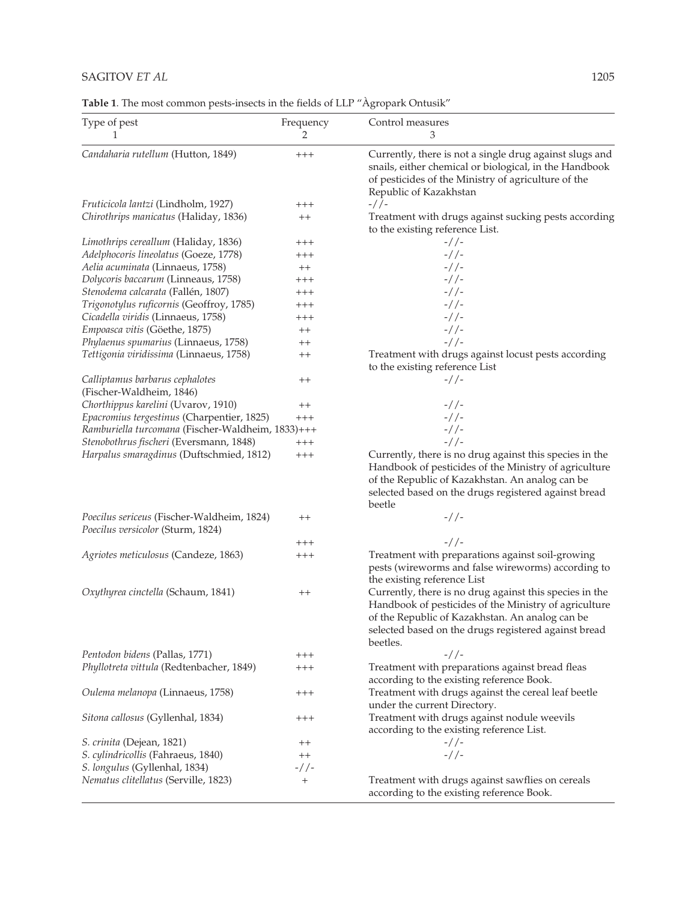**Table 1**. The most common pests-insects in the fields of LLP "Àgropark Ontusik"

| Type of pest<br>1 | Frequency<br>2 | Control measures<br>3 |
|---|---|---|
| *Candaharia rutellum* (Hutton, 1849) | +++ | Currently, there is not a single drug against slugs and snails, either chemical or biological, in the Handbook of pesticides of the Ministry of agriculture of the Republic of Kazakhstan |
| *Fruticicola lantzi* (Lindholm, 1927) | +++ | -//- |
| *Chirothrips manicatus* (Haliday, 1836) | ++ | Treatment with drugs against sucking pests according to the existing reference List. |
| *Limothrips cereallum* (Haliday, 1836) | +++ | -//- |
| *Adelphocoris lineolatus* (Goeze, 1778) | +++ | -//- |
| *Aelia acuminata* (Linnaeus, 1758) | ++ | -//- |
| *Dolycoris baccarum* (Linneaus, 1758) | +++ | -//- |
| *Stenodema calcarata* (Fallén, 1807) | +++ | -//- |
| *Trigonotylus ruficornis* (Geoffroy, 1785) | +++ | -//- |
| *Cicadella viridis* (Linnaeus, 1758) | +++ | -//- |
| *Empoasca vitis* (Göethe, 1875) | ++ | -//- |
| *Phylaenus spumarius* (Linnaeus, 1758) | ++ | -//- |
| *Tettigonia viridissima* (Linnaeus, 1758) | ++ | Treatment with drugs against locust pests according to the existing reference List |
| *Calliptamus barbarus cephalotes* (Fischer-Waldheim, 1846) | ++ | -//- |
| *Chorthippus karelini* (Uvarov, 1910) | ++ | -//- |
| *Epacromius tergestinus* (Charpentier, 1825) | +++ | -//- |
| *Ramburiella turcomana* (Fischer-Waldheim, 1833) | +++ | -//- |
| *Stenobothrus fischeri* (Eversmann, 1848) | +++ | -//- |
| *Harpalus smaragdinus* (Duftschmied, 1812) | +++ | Currently, there is no drug against this species in the Handbook of pesticides of the Ministry of agriculture of the Republic of Kazakhstan. An analog can be selected based on the drugs registered against bread beetle |
| *Poecilus sericeus* (Fischer-Waldheim, 1824) | ++ | -//- |
| *Poecilus versicolor* (Sturm, 1824) | +++ | -//- |
| *Agriotes meticulosus* (Candeze, 1863) | +++ | Treatment with preparations against soil-growing pests (wireworms and false wireworms) according to the existing reference List |
| *Oxythyrea cinctella* (Schaum, 1841) | ++ | Currently, there is no drug against this species in the Handbook of pesticides of the Ministry of agriculture of the Republic of Kazakhstan. An analog can be selected based on the drugs registered against bread beetles. |
| *Pentodon bidens* (Pallas, 1771) | +++ | -//- |
| *Phyllotreta vittula* (Redtenbacher, 1849) | +++ | Treatment with preparations against bread fleas according to the existing reference Book. |
| *Oulema melanopa* (Linnaeus, 1758) | +++ | Treatment with drugs against the cereal leaf beetle under the current Directory. |
| *Sitona callosus* (Gyllenhal, 1834) | +++ | Treatment with drugs against nodule weevils according to the existing reference List. |
| *S. crinita* (Dejean, 1821) | ++ | -//- |
| *S. cylindricollis* (Fahraeus, 1840) | ++ | -//- |
| *S. longulus* (Gyllenhal, 1834) | -//- | |
| *Nematus clitellatus* (Serville, 1823) | + | Treatment with drugs against sawflies on cereals according to the existing reference Book. |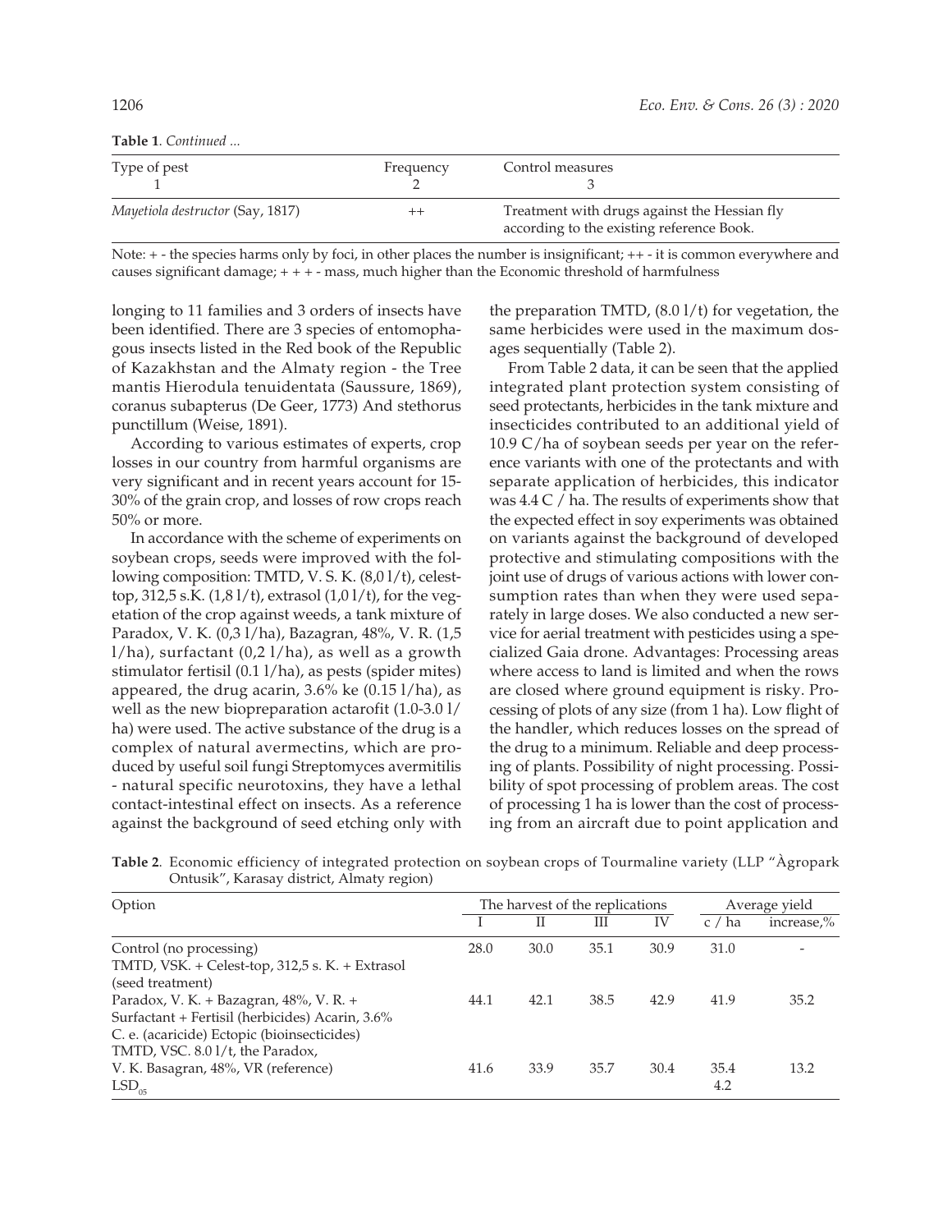**Table 1**. *Continued ...*

| Type of pest<br>1 | Frequency<br>2 | Control measures<br>3 |
|---|---|---|
| *Mayetiola destructor* (Say, 1817) | ++ | Treatment with drugs against the Hessian fly according to the existing reference Book. |

Note: + - the species harms only by foci, in other places the number is insignificant; ++ - it is common everywhere and causes significant damage; + + + - mass, much higher than the Economic threshold of harmfulness

longing to 11 families and 3 orders of insects have been identified. There are 3 species of entomophagous insects listed in the Red book of the Republic of Kazakhstan and the Almaty region - the Tree mantis Hierodula tenuidentata (Saussure, 1869), coranus subapterus (De Geer, 1773) And stethorus punctillum (Weise, 1891).

According to various estimates of experts, crop losses in our country from harmful organisms are very significant and in recent years account for 15-30% of the grain crop, and losses of row crops reach 50% or more.

In accordance with the scheme of experiments on soybean crops, seeds were improved with the following composition: TMTD, V. S. K. (8,0 l/t), celest-top, 312,5 s.K. (1,8 l/t), extrasol (1,0 l/t), for the vegetation of the crop against weeds, a tank mixture of Paradox, V. K. (0,3 l/ha), Bazagran, 48%, V. R. (1,5 l/ha), surfactant (0,2 l/ha), as well as a growth stimulator fertisil (0.1 l/ha), as pests (spider mites) appeared, the drug acarin, 3.6% ke (0.15 l/ha), as well as the new biopreparation actarofit (1.0-3.0 l/ha) were used. The active substance of the drug is a complex of natural avermectins, which are produced by useful soil fungi Streptomyces avermitilis - natural specific neurotoxins, they have a lethal contact-intestinal effect on insects. As a reference against the background of seed etching only with the preparation TMTD, (8.0 l/t) for vegetation, the same herbicides were used in the maximum dosages sequentially (Table 2).

From Table 2 data, it can be seen that the applied integrated plant protection system consisting of seed protectants, herbicides in the tank mixture and insecticides contributed to an additional yield of 10.9 C/ha of soybean seeds per year on the reference variants with one of the protectants and with separate application of herbicides, this indicator was 4.4 C / ha. The results of experiments show that the expected effect in soy experiments was obtained on variants against the background of developed protective and stimulating compositions with the joint use of drugs of various actions with lower consumption rates than when they were used separately in large doses. We also conducted a new service for aerial treatment with pesticides using a specialized Gaia drone. Advantages: Processing areas where access to land is limited and when the rows are closed where ground equipment is risky. Processing of plots of any size (from 1 ha). Low flight of the handler, which reduces losses on the spread of the drug to a minimum. Reliable and deep processing of plants. Possibility of night processing. Possibility of spot processing of problem areas. The cost of processing 1 ha is lower than the cost of processing from an aircraft due to point application and

**Table 2**. Economic efficiency of integrated protection on soybean crops of Tourmaline variety (LLP "Àgropark Ontusik", Karasay district, Almaty region)

| Option | The harvest of the replications | | | | Average yield | |
|---|---|---|---|---|---|---|
| | I | II | III | IV | c / ha | increase,% |
| Control (no processing) | 28.0 | 30.0 | 35.1 | 30.9 | 31.0 | - |
| TMTD, VSK. + Celest-top, 312,5 s. K. + Extrasol (seed treatment) Paradox, V. K. + Bazagran, 48%, V. R. + Surfactant + Fertisil (herbicides) Acarin, 3.6% C. e. (acaricide) Ectopic (bioinsecticides) | 44.1 | 42.1 | 38.5 | 42.9 | 41.9 | 35.2 |
| TMTD, VSC. 8.0 l/t, the Paradox, V. K. Basagran, 48%, VR (reference) | 41.6 | 33.9 | 35.7 | 30.4 | 35.4 | 13.2 |
| $LSD_{05}$ | | | | | 4.2 | |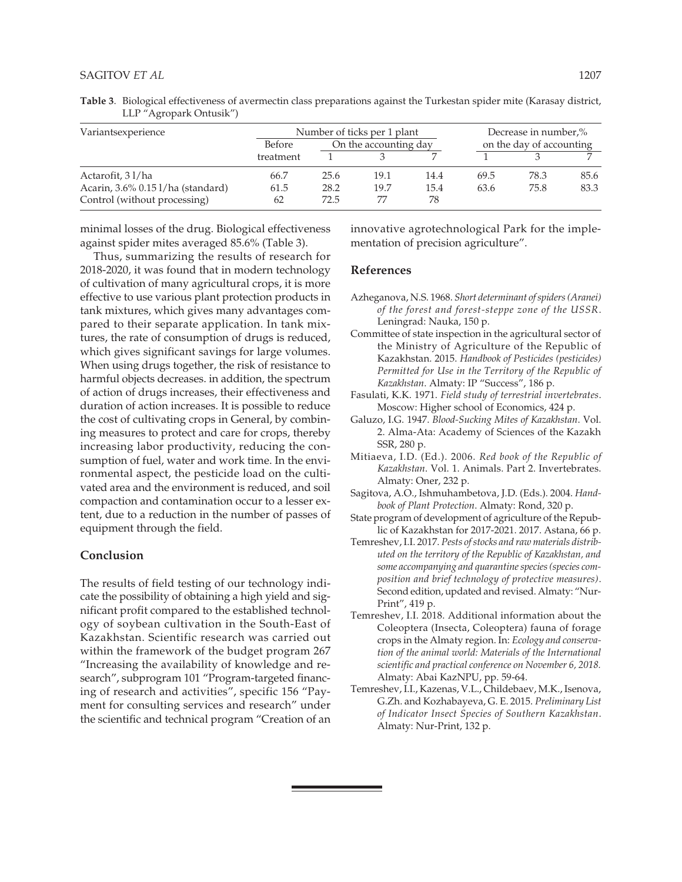**Table 3**. Biological effectiveness of avermectin class preparations against the Turkestan spider mite (Karasay district, LLP "Agropark Ontusik")

| Variantsexperience | Number of ticks per 1 plant | | | | Decrease in number,% | | |
|---|---|---|---|---|---|---|---|
| | Before treatment | On the accounting day | | | on the day of accounting | | |
| | | 1 | 3 | 7 | 1 | 3 | 7 |
| Actarofit, 3 l/ha | 66.7 | 25.6 | 19.1 | 14.4 | 69.5 | 78.3 | 85.6 |
| Acarin, 3.6% 0.15 l/ha (standard) | 61.5 | 28.2 | 19.7 | 15.4 | 63.6 | 75.8 | 83.3 |
| Control (without processing) | 62 | 72.5 | 77 | 78 | | | |

minimal losses of the drug. Biological effectiveness against spider mites averaged 85.6% (Table 3).

Thus, summarizing the results of research for 2018-2020, it was found that in modern technology of cultivation of many agricultural crops, it is more effective to use various plant protection products in tank mixtures, which gives many advantages compared to their separate application. In tank mixtures, the rate of consumption of drugs is reduced, which gives significant savings for large volumes. When using drugs together, the risk of resistance to harmful objects decreases. in addition, the spectrum of action of drugs increases, their effectiveness and duration of action increases. It is possible to reduce the cost of cultivating crops in General, by combining measures to protect and care for crops, thereby increasing labor productivity, reducing the consumption of fuel, water and work time. In the environmental aspect, the pesticide load on the cultivated area and the environment is reduced, and soil compaction and contamination occur to a lesser extent, due to a reduction in the number of passes of equipment through the field.

## Conclusion

The results of field testing of our technology indicate the possibility of obtaining a high yield and significant profit compared to the established technology of soybean cultivation in the South-East of Kazakhstan. Scientific research was carried out within the framework of the budget program 267 "Increasing the availability of knowledge and research", subprogram 101 "Program-targeted financing of research and activities", specific 156 "Payment for consulting services and research" under the scientific and technical program "Creation of an innovative agrotechnological Park for the implementation of precision agriculture".

## References

Azheganova, N.S. 1968. *Short determinant of spiders (Aranei) of the forest and forest-steppe zone of the USSR*. Leningrad: Nauka, 150 p.

Committee of state inspection in the agricultural sector of the Ministry of Agriculture of the Republic of Kazakhstan. 2015. *Handbook of Pesticides (pesticides) Permitted for Use in the Territory of the Republic of Kazakhstan*. Almaty: IP "Success", 186 p.

Fasulati, K.K. 1971. *Field study of terrestrial invertebrates*. Moscow: Higher school of Economics, 424 p.

Galuzo, I.G. 1947. *Blood-Sucking Mites of Kazakhstan*. Vol. 2. Alma-Ata: Academy of Sciences of the Kazakh SSR, 280 p.

Mitiaeva, I.D. (Ed.). 2006. *Red book of the Republic of Kazakhstan*. Vol. 1. Animals. Part 2. Invertebrates. Almaty: Oner, 232 p.

Sagitova, A.O., Ishmuhambetova, J.D. (Eds.). 2004. *Handbook of Plant Protection*. Almaty: Rond, 320 p.

State program of development of agriculture of the Republic of Kazakhstan for 2017-2021. 2017. Astana, 66 p.

Temreshev, I.I. 2017. *Pests of stocks and raw materials distributed on the territory of the Republic of Kazakhstan, and some accompanying and quarantine species (species composition and brief technology of protective measures)*. Second edition, updated and revised. Almaty: "Nur-Print", 419 p.

Temreshev, I.I. 2018. Additional information about the Coleoptera (Insecta, Coleoptera) fauna of forage crops in the Almaty region. In: *Ecology and conservation of the animal world: Materials of the International scientific and practical conference on November 6, 2018*. Almaty: Abai KazNPU, pp. 59-64.

Temreshev, I.I., Kazenas, V.L., Childebaev, M.K., Isenova, G.Zh. and Kozhabayeva, G. E. 2015. *Preliminary List of Indicator Insect Species of Southern Kazakhstan*. Almaty: Nur-Print, 132 p.